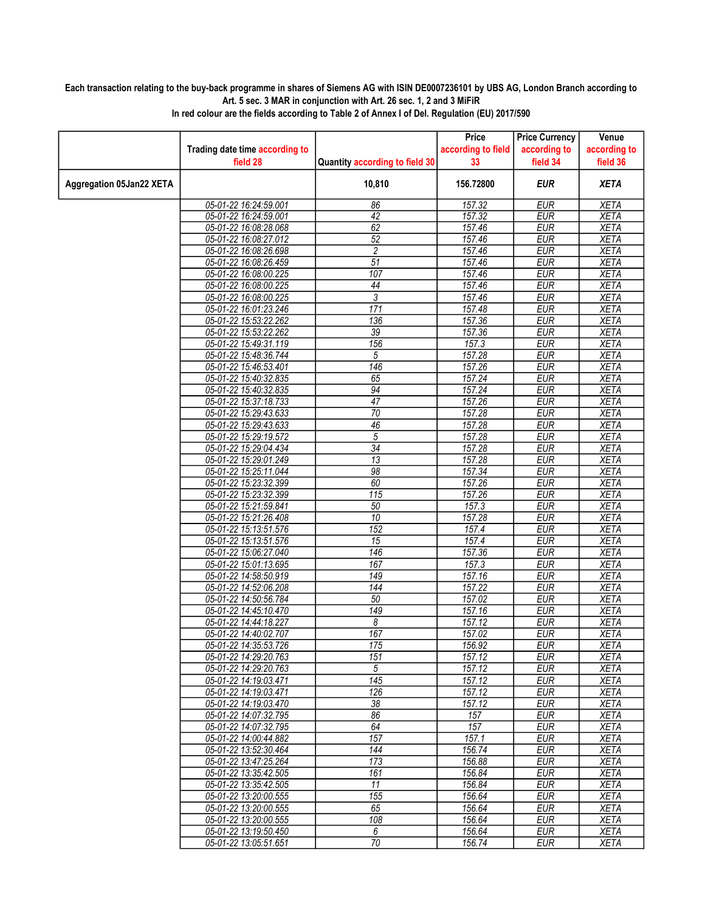**Each transaction relating to the buy-back programme in shares of Siemens AG with ISIN DE0007236101 by UBS AG, London Branch according to Art. 5 sec. 3 MAR in conjunction with Art. 26 sec. 1, 2 and 3 MiFiR**
**In red colour are the fields according to Table 2 of Annex I of Del. Regulation (EU) 2017/590**

| | Trading date time according to field 28 | Quantity according to field 30 | Price according to field 33 | Price Currency according to field 34 | Venue according to field 36 |
|---|---|---|---|---|---|
| **Aggregation 05Jan22 XETA** | | **10,810** | **156.72800** | ***EUR*** | ***XETA*** |
| | 05-01-22 16:24:59.001 | 86 | 157.32 | EUR | XETA |
| | 05-01-22 16:24:59.001 | 42 | 157.32 | EUR | XETA |
| | 05-01-22 16:08:28.068 | 62 | 157.46 | EUR | XETA |
| | 05-01-22 16:08:27.012 | 52 | 157.46 | EUR | XETA |
| | 05-01-22 16:08:26.698 | 2 | 157.46 | EUR | XETA |
| | 05-01-22 16:08:26.459 | 51 | 157.46 | EUR | XETA |
| | 05-01-22 16:08:00.225 | 107 | 157.46 | EUR | XETA |
| | 05-01-22 16:08:00.225 | 44 | 157.46 | EUR | XETA |
| | 05-01-22 16:08:00.225 | 3 | 157.46 | EUR | XETA |
| | 05-01-22 16:01:23.246 | 171 | 157.48 | EUR | XETA |
| | 05-01-22 15:53:22.262 | 136 | 157.36 | EUR | XETA |
| | 05-01-22 15:53:22.262 | 39 | 157.36 | EUR | XETA |
| | 05-01-22 15:49:31.119 | 156 | 157.3 | EUR | XETA |
| | 05-01-22 15:48:36.744 | 5 | 157.28 | EUR | XETA |
| | 05-01-22 15:46:53.401 | 146 | 157.26 | EUR | XETA |
| | 05-01-22 15:40:32.835 | 65 | 157.24 | EUR | XETA |
| | 05-01-22 15:40:32.835 | 94 | 157.24 | EUR | XETA |
| | 05-01-22 15:37:18.733 | 47 | 157.26 | EUR | XETA |
| | 05-01-22 15:29:43.633 | 70 | 157.28 | EUR | XETA |
| | 05-01-22 15:29:43.633 | 46 | 157.28 | EUR | XETA |
| | 05-01-22 15:29:19.572 | 5 | 157.28 | EUR | XETA |
| | 05-01-22 15:29:04.434 | 34 | 157.28 | EUR | XETA |
| | 05-01-22 15:29:01.249 | 13 | 157.28 | EUR | XETA |
| | 05-01-22 15:25:11.044 | 98 | 157.34 | EUR | XETA |
| | 05-01-22 15:23:32.399 | 60 | 157.26 | EUR | XETA |
| | 05-01-22 15:23:32.399 | 115 | 157.26 | EUR | XETA |
| | 05-01-22 15:21:59.841 | 50 | 157.3 | EUR | XETA |
| | 05-01-22 15:21:26.408 | 10 | 157.28 | EUR | XETA |
| | 05-01-22 15:13:51.576 | 152 | 157.4 | EUR | XETA |
| | 05-01-22 15:13:51.576 | 15 | 157.4 | EUR | XETA |
| | 05-01-22 15:06:27.040 | 146 | 157.36 | EUR | XETA |
| | 05-01-22 15:01:13.695 | 167 | 157.3 | EUR | XETA |
| | 05-01-22 14:58:50.919 | 149 | 157.16 | EUR | XETA |
| | 05-01-22 14:52:06.208 | 144 | 157.22 | EUR | XETA |
| | 05-01-22 14:50:56.784 | 50 | 157.02 | EUR | XETA |
| | 05-01-22 14:45:10.470 | 149 | 157.16 | EUR | XETA |
| | 05-01-22 14:44:18.227 | 8 | 157.12 | EUR | XETA |
| | 05-01-22 14:40:02.707 | 167 | 157.02 | EUR | XETA |
| | 05-01-22 14:35:53.726 | 175 | 156.92 | EUR | XETA |
| | 05-01-22 14:29:20.763 | 151 | 157.12 | EUR | XETA |
| | 05-01-22 14:29:20.763 | 5 | 157.12 | EUR | XETA |
| | 05-01-22 14:19:03.471 | 145 | 157.12 | EUR | XETA |
| | 05-01-22 14:19:03.471 | 126 | 157.12 | EUR | XETA |
| | 05-01-22 14:19:03.470 | 38 | 157.12 | EUR | XETA |
| | 05-01-22 14:07:32.795 | 86 | 157 | EUR | XETA |
| | 05-01-22 14:07:32.795 | 64 | 157 | EUR | XETA |
| | 05-01-22 14:00:44.882 | 157 | 157.1 | EUR | XETA |
| | 05-01-22 13:52:30.464 | 144 | 156.74 | EUR | XETA |
| | 05-01-22 13:47:25.264 | 173 | 156.88 | EUR | XETA |
| | 05-01-22 13:35:42.505 | 161 | 156.84 | EUR | XETA |
| | 05-01-22 13:35:42.505 | 11 | 156.84 | EUR | XETA |
| | 05-01-22 13:20:00.555 | 155 | 156.64 | EUR | XETA |
| | 05-01-22 13:20:00.555 | 65 | 156.64 | EUR | XETA |
| | 05-01-22 13:20:00.555 | 108 | 156.64 | EUR | XETA |
| | 05-01-22 13:19:50.450 | 6 | 156.64 | EUR | XETA |
| | 05-01-22 13:05:51.651 | 70 | 156.74 | EUR | XETA |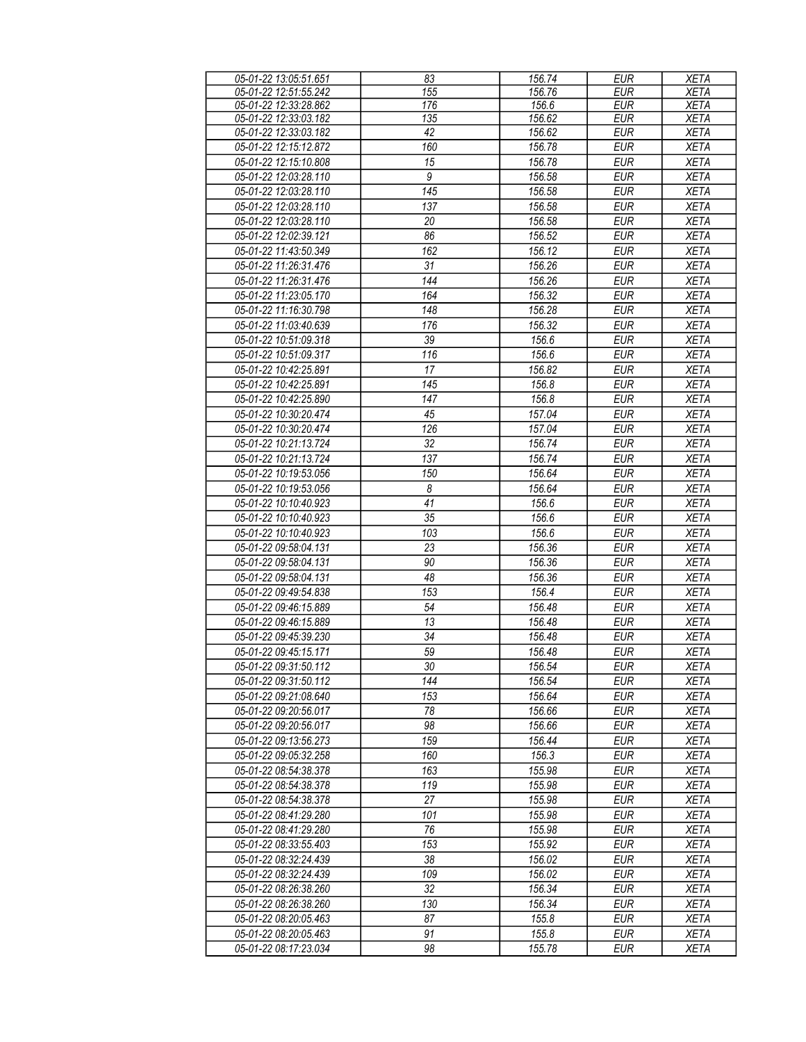| 05-01-22 13:05:51.651 | 83 | 156.74 | EUR | XETA |
|---|---|---|---|---|
| 05-01-22 12:51:55.242 | 155 | 156.76 | EUR | XETA |
| 05-01-22 12:33:28.862 | 176 | 156.6 | EUR | XETA |
| 05-01-22 12:33:03.182 | 135 | 156.62 | EUR | XETA |
| 05-01-22 12:33:03.182 | 42 | 156.62 | EUR | XETA |
| 05-01-22 12:15:12.872 | 160 | 156.78 | EUR | XETA |
| 05-01-22 12:15:10.808 | 15 | 156.78 | EUR | XETA |
| 05-01-22 12:03:28.110 | 9 | 156.58 | EUR | XETA |
| 05-01-22 12:03:28.110 | 145 | 156.58 | EUR | XETA |
| 05-01-22 12:03:28.110 | 137 | 156.58 | EUR | XETA |
| 05-01-22 12:03:28.110 | 20 | 156.58 | EUR | XETA |
| 05-01-22 12:02:39.121 | 86 | 156.52 | EUR | XETA |
| 05-01-22 11:43:50.349 | 162 | 156.12 | EUR | XETA |
| 05-01-22 11:26:31.476 | 31 | 156.26 | EUR | XETA |
| 05-01-22 11:26:31.476 | 144 | 156.26 | EUR | XETA |
| 05-01-22 11:23:05.170 | 164 | 156.32 | EUR | XETA |
| 05-01-22 11:16:30.798 | 148 | 156.28 | EUR | XETA |
| 05-01-22 11:03:40.639 | 176 | 156.32 | EUR | XETA |
| 05-01-22 10:51:09.318 | 39 | 156.6 | EUR | XETA |
| 05-01-22 10:51:09.317 | 116 | 156.6 | EUR | XETA |
| 05-01-22 10:42:25.891 | 17 | 156.82 | EUR | XETA |
| 05-01-22 10:42:25.891 | 145 | 156.8 | EUR | XETA |
| 05-01-22 10:42:25.890 | 147 | 156.8 | EUR | XETA |
| 05-01-22 10:30:20.474 | 45 | 157.04 | EUR | XETA |
| 05-01-22 10:30:20.474 | 126 | 157.04 | EUR | XETA |
| 05-01-22 10:21:13.724 | 32 | 156.74 | EUR | XETA |
| 05-01-22 10:21:13.724 | 137 | 156.74 | EUR | XETA |
| 05-01-22 10:19:53.056 | 150 | 156.64 | EUR | XETA |
| 05-01-22 10:19:53.056 | 8 | 156.64 | EUR | XETA |
| 05-01-22 10:10:40.923 | 41 | 156.6 | EUR | XETA |
| 05-01-22 10:10:40.923 | 35 | 156.6 | EUR | XETA |
| 05-01-22 10:10:40.923 | 103 | 156.6 | EUR | XETA |
| 05-01-22 09:58:04.131 | 23 | 156.36 | EUR | XETA |
| 05-01-22 09:58:04.131 | 90 | 156.36 | EUR | XETA |
| 05-01-22 09:58:04.131 | 48 | 156.36 | EUR | XETA |
| 05-01-22 09:49:54.838 | 153 | 156.4 | EUR | XETA |
| 05-01-22 09:46:15.889 | 54 | 156.48 | EUR | XETA |
| 05-01-22 09:46:15.889 | 13 | 156.48 | EUR | XETA |
| 05-01-22 09:45:39.230 | 34 | 156.48 | EUR | XETA |
| 05-01-22 09:45:15.171 | 59 | 156.48 | EUR | XETA |
| 05-01-22 09:31:50.112 | 30 | 156.54 | EUR | XETA |
| 05-01-22 09:31:50.112 | 144 | 156.54 | EUR | XETA |
| 05-01-22 09:21:08.640 | 153 | 156.64 | EUR | XETA |
| 05-01-22 09:20:56.017 | 78 | 156.66 | EUR | XETA |
| 05-01-22 09:20:56.017 | 98 | 156.66 | EUR | XETA |
| 05-01-22 09:13:56.273 | 159 | 156.44 | EUR | XETA |
| 05-01-22 09:05:32.258 | 160 | 156.3 | EUR | XETA |
| 05-01-22 08:54:38.378 | 163 | 155.98 | EUR | XETA |
| 05-01-22 08:54:38.378 | 119 | 155.98 | EUR | XETA |
| 05-01-22 08:54:38.378 | 27 | 155.98 | EUR | XETA |
| 05-01-22 08:41:29.280 | 101 | 155.98 | EUR | XETA |
| 05-01-22 08:41:29.280 | 76 | 155.98 | EUR | XETA |
| 05-01-22 08:33:55.403 | 153 | 155.92 | EUR | XETA |
| 05-01-22 08:32:24.439 | 38 | 156.02 | EUR | XETA |
| 05-01-22 08:32:24.439 | 109 | 156.02 | EUR | XETA |
| 05-01-22 08:26:38.260 | 32 | 156.34 | EUR | XETA |
| 05-01-22 08:26:38.260 | 130 | 156.34 | EUR | XETA |
| 05-01-22 08:20:05.463 | 87 | 155.8 | EUR | XETA |
| 05-01-22 08:20:05.463 | 91 | 155.8 | EUR | XETA |
| 05-01-22 08:17:23.034 | 98 | 155.78 | EUR | XETA |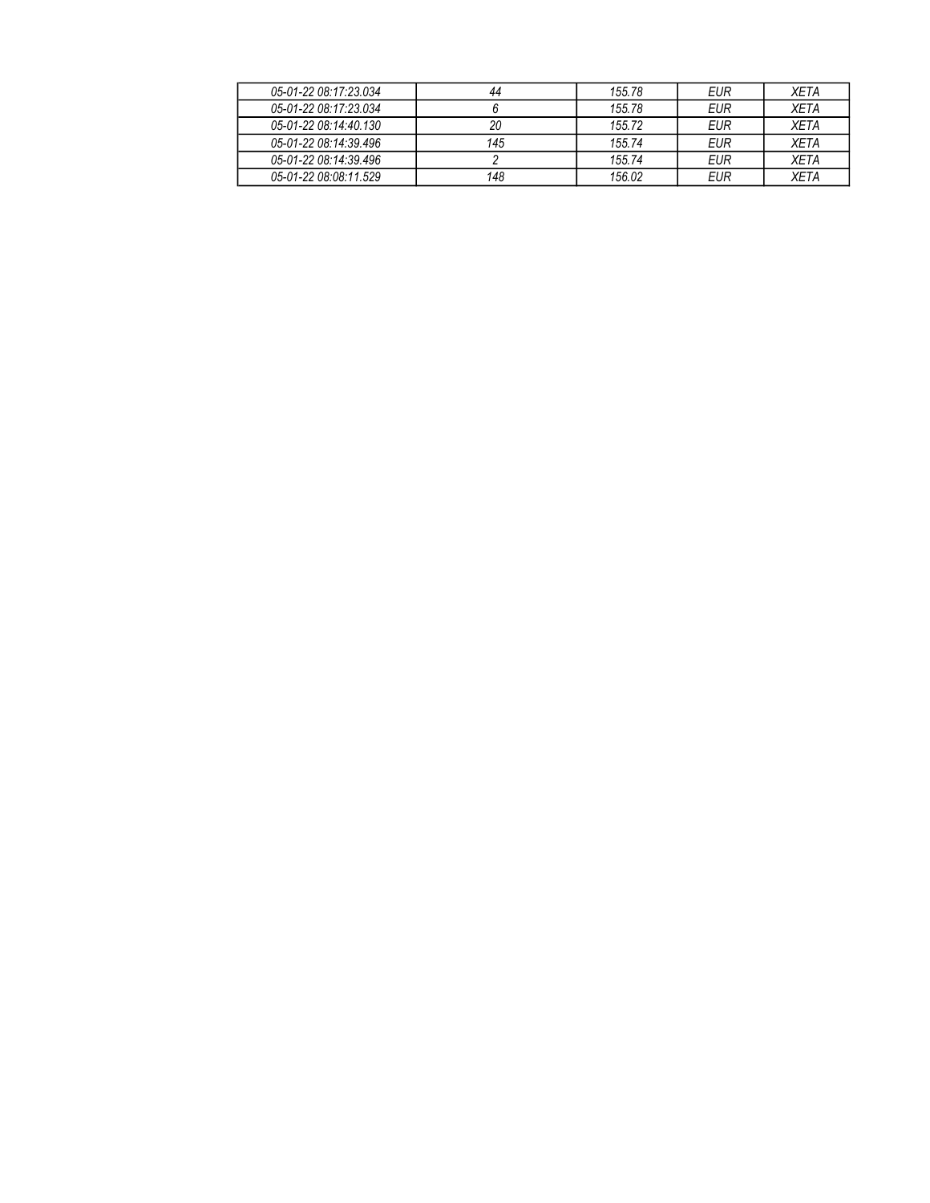| *05-01-22 08:17:23.034* | *44* | *155.78* | *EUR* | *XETA* |
|---|---|---|---|---|
| *05-01-22 08:17:23.034* | *6* | *155.78* | *EUR* | *XETA* |
| *05-01-22 08:14:40.130* | *20* | *155.72* | *EUR* | *XETA* |
| *05-01-22 08:14:39.496* | *145* | *155.74* | *EUR* | *XETA* |
| *05-01-22 08:14:39.496* | *2* | *155.74* | *EUR* | *XETA* |
| *05-01-22 08:08:11.529* | *148* | *156.02* | *EUR* | *XETA* |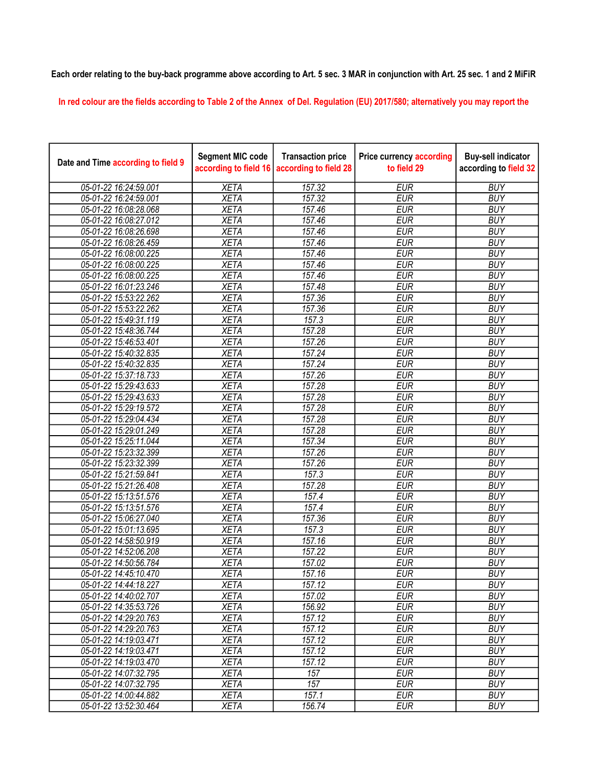**Each order relating to the buy-back programme above according to Art. 5 sec. 3 MAR in conjunction with Art. 25 sec. 1 and 2 MiFiR**

In red colour are the fields according to Table 2 of the Annex of Del. Regulation (EU) 2017/580; alternatively you may report the

| Date and Time according to field 9 | Segment MIC code according to field 16 | Transaction price according to field 28 | Price currency according to field 29 | Buy-sell indicator according to field 32 |
|---|---|---|---|---|
| 05-01-22 16:24:59.001 | XETA | 157.32 | EUR | BUY |
| 05-01-22 16:24:59.001 | XETA | 157.32 | EUR | BUY |
| 05-01-22 16:08:28.068 | XETA | 157.46 | EUR | BUY |
| 05-01-22 16:08:27.012 | XETA | 157.46 | EUR | BUY |
| 05-01-22 16:08:26.698 | XETA | 157.46 | EUR | BUY |
| 05-01-22 16:08:26.459 | XETA | 157.46 | EUR | BUY |
| 05-01-22 16:08:00.225 | XETA | 157.46 | EUR | BUY |
| 05-01-22 16:08:00.225 | XETA | 157.46 | EUR | BUY |
| 05-01-22 16:08:00.225 | XETA | 157.46 | EUR | BUY |
| 05-01-22 16:01:23.246 | XETA | 157.48 | EUR | BUY |
| 05-01-22 15:53:22.262 | XETA | 157.36 | EUR | BUY |
| 05-01-22 15:53:22.262 | XETA | 157.36 | EUR | BUY |
| 05-01-22 15:49:31.119 | XETA | 157.3 | EUR | BUY |
| 05-01-22 15:48:36.744 | XETA | 157.28 | EUR | BUY |
| 05-01-22 15:46:53.401 | XETA | 157.26 | EUR | BUY |
| 05-01-22 15:40:32.835 | XETA | 157.24 | EUR | BUY |
| 05-01-22 15:40:32.835 | XETA | 157.24 | EUR | BUY |
| 05-01-22 15:37:18.733 | XETA | 157.26 | EUR | BUY |
| 05-01-22 15:29:43.633 | XETA | 157.28 | EUR | BUY |
| 05-01-22 15:29:43.633 | XETA | 157.28 | EUR | BUY |
| 05-01-22 15:29:19.572 | XETA | 157.28 | EUR | BUY |
| 05-01-22 15:29:04.434 | XETA | 157.28 | EUR | BUY |
| 05-01-22 15:29:01.249 | XETA | 157.28 | EUR | BUY |
| 05-01-22 15:25:11.044 | XETA | 157.34 | EUR | BUY |
| 05-01-22 15:23:32.399 | XETA | 157.26 | EUR | BUY |
| 05-01-22 15:23:32.399 | XETA | 157.26 | EUR | BUY |
| 05-01-22 15:21:59.841 | XETA | 157.3 | EUR | BUY |
| 05-01-22 15:21:26.408 | XETA | 157.28 | EUR | BUY |
| 05-01-22 15:13:51.576 | XETA | 157.4 | EUR | BUY |
| 05-01-22 15:13:51.576 | XETA | 157.4 | EUR | BUY |
| 05-01-22 15:06:27.040 | XETA | 157.36 | EUR | BUY |
| 05-01-22 15:01:13.695 | XETA | 157.3 | EUR | BUY |
| 05-01-22 14:58:50.919 | XETA | 157.16 | EUR | BUY |
| 05-01-22 14:52:06.208 | XETA | 157.22 | EUR | BUY |
| 05-01-22 14:50:56.784 | XETA | 157.02 | EUR | BUY |
| 05-01-22 14:45:10.470 | XETA | 157.16 | EUR | BUY |
| 05-01-22 14:44:18.227 | XETA | 157.12 | EUR | BUY |
| 05-01-22 14:40:02.707 | XETA | 157.02 | EUR | BUY |
| 05-01-22 14:35:53.726 | XETA | 156.92 | EUR | BUY |
| 05-01-22 14:29:20.763 | XETA | 157.12 | EUR | BUY |
| 05-01-22 14:29:20.763 | XETA | 157.12 | EUR | BUY |
| 05-01-22 14:19:03.471 | XETA | 157.12 | EUR | BUY |
| 05-01-22 14:19:03.471 | XETA | 157.12 | EUR | BUY |
| 05-01-22 14:19:03.470 | XETA | 157.12 | EUR | BUY |
| 05-01-22 14:07:32.795 | XETA | 157 | EUR | BUY |
| 05-01-22 14:07:32.795 | XETA | 157 | EUR | BUY |
| 05-01-22 14:00:44.882 | XETA | 157.1 | EUR | BUY |
| 05-01-22 13:52:30.464 | XETA | 156.74 | EUR | BUY |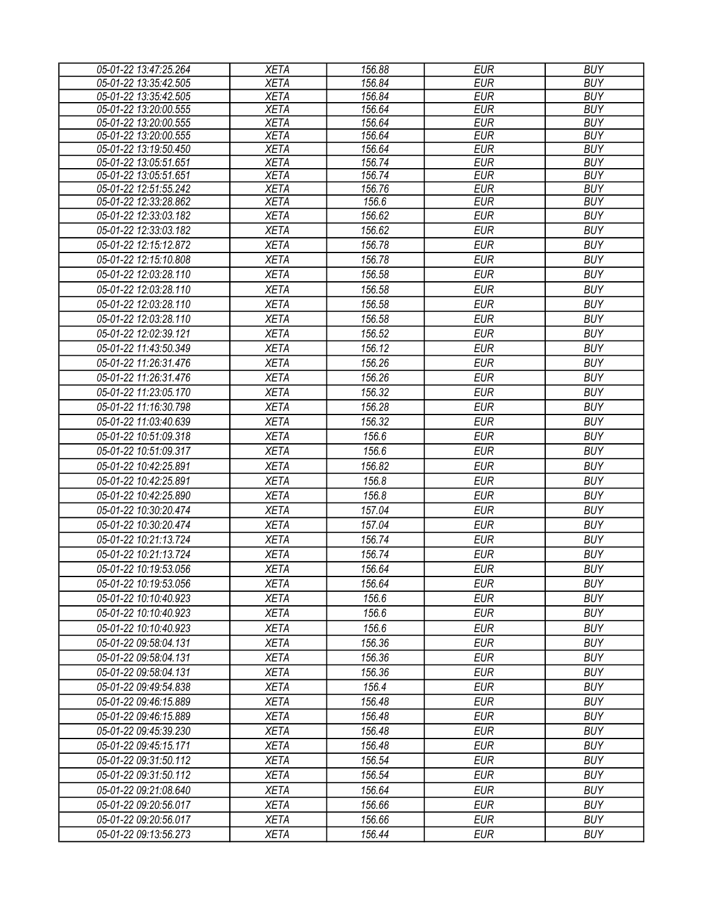| 05-01-22 13:47:25.264 | XETA | 156.88 | EUR | BUY |
|---|---|---|---|---|
| 05-01-22 13:35:42.505 | XETA | 156.84 | EUR | BUY |
| 05-01-22 13:35:42.505 | XETA | 156.84 | EUR | BUY |
| 05-01-22 13:20:00.555 | XETA | 156.64 | EUR | BUY |
| 05-01-22 13:20:00.555 | XETA | 156.64 | EUR | BUY |
| 05-01-22 13:20:00.555 | XETA | 156.64 | EUR | BUY |
| 05-01-22 13:19:50.450 | XETA | 156.64 | EUR | BUY |
| 05-01-22 13:05:51.651 | XETA | 156.74 | EUR | BUY |
| 05-01-22 13:05:51.651 | XETA | 156.74 | EUR | BUY |
| 05-01-22 12:51:55.242 | XETA | 156.76 | EUR | BUY |
| 05-01-22 12:33:28.862 | XETA | 156.6 | EUR | BUY |
| 05-01-22 12:33:03.182 | XETA | 156.62 | EUR | BUY |
| 05-01-22 12:33:03.182 | XETA | 156.62 | EUR | BUY |
| 05-01-22 12:15:12.872 | XETA | 156.78 | EUR | BUY |
| 05-01-22 12:15:10.808 | XETA | 156.78 | EUR | BUY |
| 05-01-22 12:03:28.110 | XETA | 156.58 | EUR | BUY |
| 05-01-22 12:03:28.110 | XETA | 156.58 | EUR | BUY |
| 05-01-22 12:03:28.110 | XETA | 156.58 | EUR | BUY |
| 05-01-22 12:03:28.110 | XETA | 156.58 | EUR | BUY |
| 05-01-22 12:02:39.121 | XETA | 156.52 | EUR | BUY |
| 05-01-22 11:43:50.349 | XETA | 156.12 | EUR | BUY |
| 05-01-22 11:26:31.476 | XETA | 156.26 | EUR | BUY |
| 05-01-22 11:26:31.476 | XETA | 156.26 | EUR | BUY |
| 05-01-22 11:23:05.170 | XETA | 156.32 | EUR | BUY |
| 05-01-22 11:16:30.798 | XETA | 156.28 | EUR | BUY |
| 05-01-22 11:03:40.639 | XETA | 156.32 | EUR | BUY |
| 05-01-22 10:51:09.318 | XETA | 156.6 | EUR | BUY |
| 05-01-22 10:51:09.317 | XETA | 156.6 | EUR | BUY |
| 05-01-22 10:42:25.891 | XETA | 156.82 | EUR | BUY |
| 05-01-22 10:42:25.891 | XETA | 156.8 | EUR | BUY |
| 05-01-22 10:42:25.890 | XETA | 156.8 | EUR | BUY |
| 05-01-22 10:30:20.474 | XETA | 157.04 | EUR | BUY |
| 05-01-22 10:30:20.474 | XETA | 157.04 | EUR | BUY |
| 05-01-22 10:21:13.724 | XETA | 156.74 | EUR | BUY |
| 05-01-22 10:21:13.724 | XETA | 156.74 | EUR | BUY |
| 05-01-22 10:19:53.056 | XETA | 156.64 | EUR | BUY |
| 05-01-22 10:19:53.056 | XETA | 156.64 | EUR | BUY |
| 05-01-22 10:10:40.923 | XETA | 156.6 | EUR | BUY |
| 05-01-22 10:10:40.923 | XETA | 156.6 | EUR | BUY |
| 05-01-22 10:10:40.923 | XETA | 156.6 | EUR | BUY |
| 05-01-22 09:58:04.131 | XETA | 156.36 | EUR | BUY |
| 05-01-22 09:58:04.131 | XETA | 156.36 | EUR | BUY |
| 05-01-22 09:58:04.131 | XETA | 156.36 | EUR | BUY |
| 05-01-22 09:49:54.838 | XETA | 156.4 | EUR | BUY |
| 05-01-22 09:46:15.889 | XETA | 156.48 | EUR | BUY |
| 05-01-22 09:46:15.889 | XETA | 156.48 | EUR | BUY |
| 05-01-22 09:45:39.230 | XETA | 156.48 | EUR | BUY |
| 05-01-22 09:45:15.171 | XETA | 156.48 | EUR | BUY |
| 05-01-22 09:31:50.112 | XETA | 156.54 | EUR | BUY |
| 05-01-22 09:31:50.112 | XETA | 156.54 | EUR | BUY |
| 05-01-22 09:21:08.640 | XETA | 156.64 | EUR | BUY |
| 05-01-22 09:20:56.017 | XETA | 156.66 | EUR | BUY |
| 05-01-22 09:20:56.017 | XETA | 156.66 | EUR | BUY |
| 05-01-22 09:13:56.273 | XETA | 156.44 | EUR | BUY |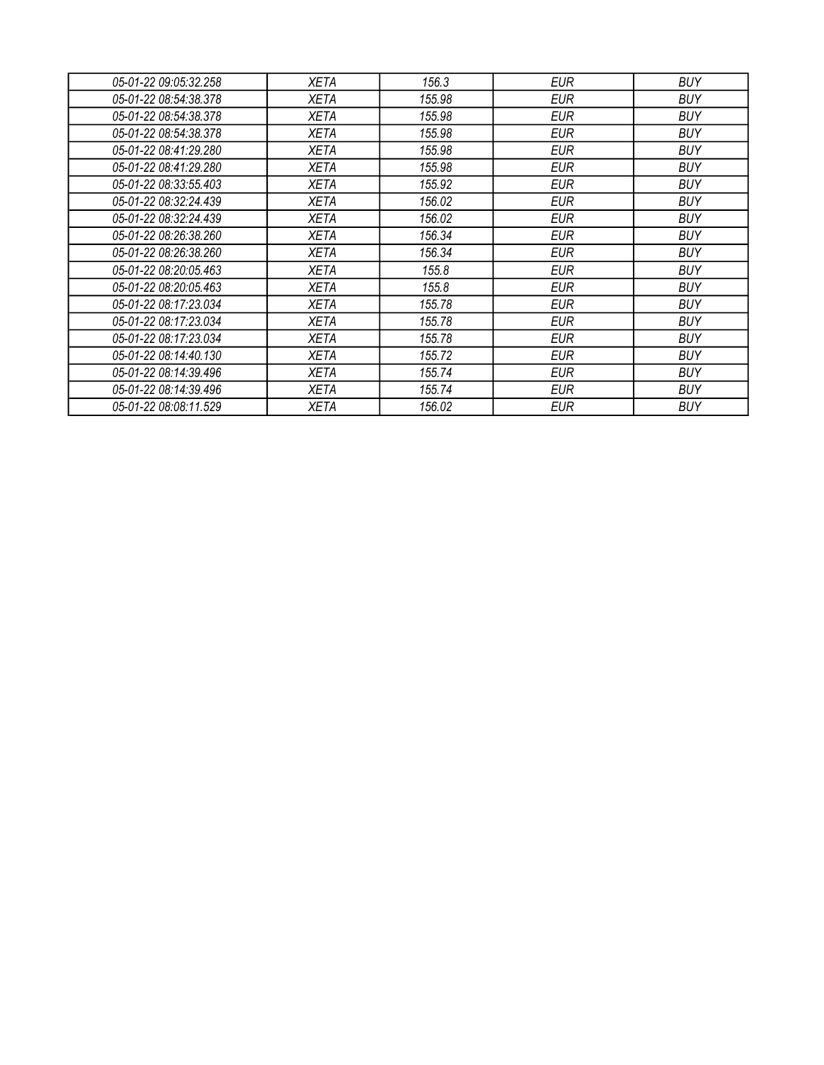| | | | | |
|---|---|---|---|---|
| *05-01-22 09:05:32.258* | *XETA* | *156.3* | *EUR* | *BUY* |
| *05-01-22 08:54:38.378* | *XETA* | *155.98* | *EUR* | *BUY* |
| *05-01-22 08:54:38.378* | *XETA* | *155.98* | *EUR* | *BUY* |
| *05-01-22 08:54:38.378* | *XETA* | *155.98* | *EUR* | *BUY* |
| *05-01-22 08:41:29.280* | *XETA* | *155.98* | *EUR* | *BUY* |
| *05-01-22 08:41:29.280* | *XETA* | *155.98* | *EUR* | *BUY* |
| *05-01-22 08:33:55.403* | *XETA* | *155.92* | *EUR* | *BUY* |
| *05-01-22 08:32:24.439* | *XETA* | *156.02* | *EUR* | *BUY* |
| *05-01-22 08:32:24.439* | *XETA* | *156.02* | *EUR* | *BUY* |
| *05-01-22 08:26:38.260* | *XETA* | *156.34* | *EUR* | *BUY* |
| *05-01-22 08:26:38.260* | *XETA* | *156.34* | *EUR* | *BUY* |
| *05-01-22 08:20:05.463* | *XETA* | *155.8* | *EUR* | *BUY* |
| *05-01-22 08:20:05.463* | *XETA* | *155.8* | *EUR* | *BUY* |
| *05-01-22 08:17:23.034* | *XETA* | *155.78* | *EUR* | *BUY* |
| *05-01-22 08:17:23.034* | *XETA* | *155.78* | *EUR* | *BUY* |
| *05-01-22 08:17:23.034* | *XETA* | *155.78* | *EUR* | *BUY* |
| *05-01-22 08:14:40.130* | *XETA* | *155.72* | *EUR* | *BUY* |
| *05-01-22 08:14:39.496* | *XETA* | *155.74* | *EUR* | *BUY* |
| *05-01-22 08:14:39.496* | *XETA* | *155.74* | *EUR* | *BUY* |
| *05-01-22 08:08:11.529* | *XETA* | *156.02* | *EUR* | *BUY* |